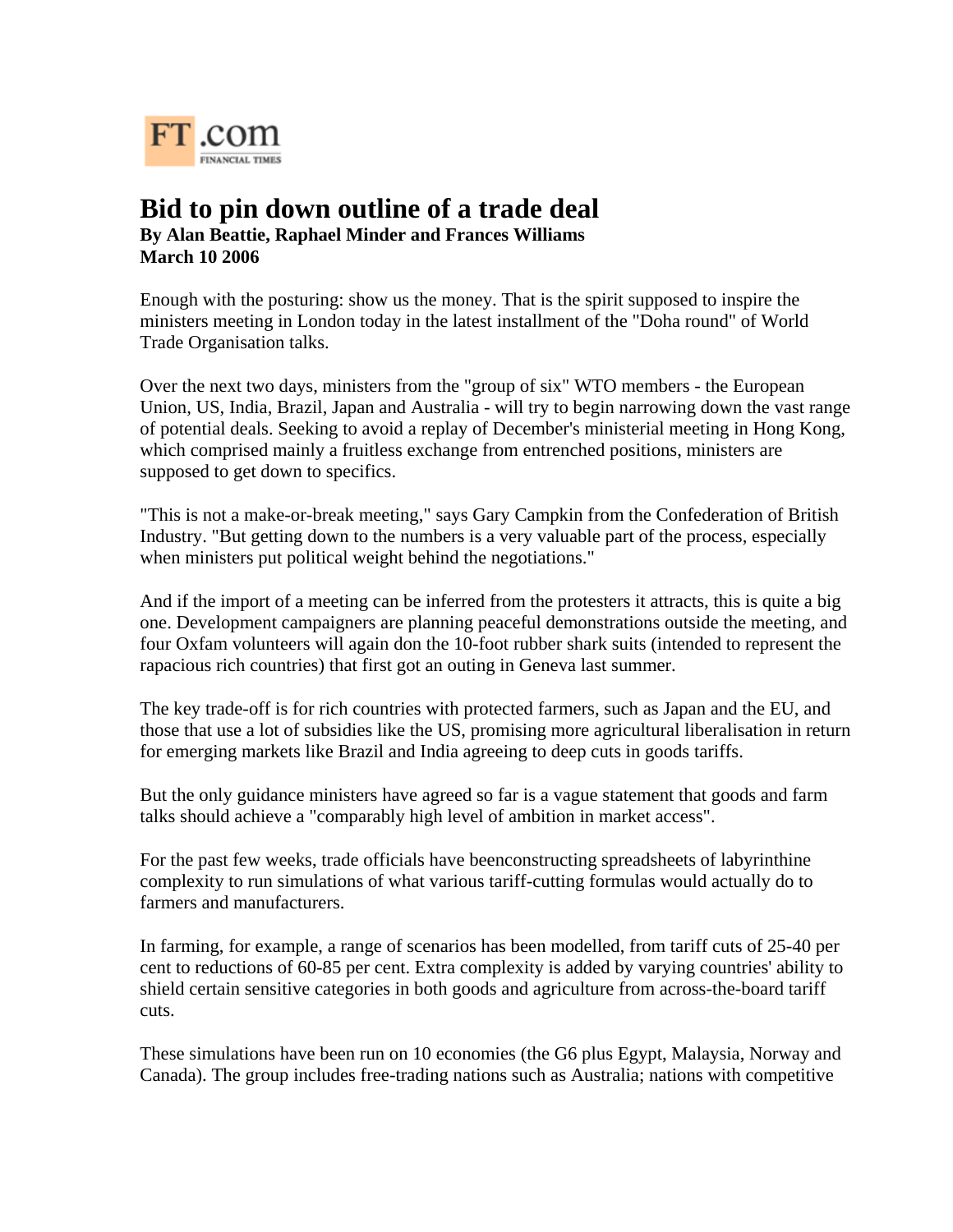FT.com
FINANCIAL TIMES

# Bid to pin down outline of a trade deal

**By Alan Beattie, Raphael Minder and Frances Williams**
**March 10 2006**

Enough with the posturing: show us the money. That is the spirit supposed to inspire the ministers meeting in London today in the latest installment of the "Doha round" of World Trade Organisation talks.

Over the next two days, ministers from the "group of six" WTO members - the European Union, US, India, Brazil, Japan and Australia - will try to begin narrowing down the vast range of potential deals. Seeking to avoid a replay of December's ministerial meeting in Hong Kong, which comprised mainly a fruitless exchange from entrenched positions, ministers are supposed to get down to specifics.

"This is not a make-or-break meeting," says Gary Campkin from the Confederation of British Industry. "But getting down to the numbers is a very valuable part of the process, especially when ministers put political weight behind the negotiations."

And if the import of a meeting can be inferred from the protesters it attracts, this is quite a big one. Development campaigners are planning peaceful demonstrations outside the meeting, and four Oxfam volunteers will again don the 10-foot rubber shark suits (intended to represent the rapacious rich countries) that first got an outing in Geneva last summer.

The key trade-off is for rich countries with protected farmers, such as Japan and the EU, and those that use a lot of subsidies like the US, promising more agricultural liberalisation in return for emerging markets like Brazil and India agreeing to deep cuts in goods tariffs.

But the only guidance ministers have agreed so far is a vague statement that goods and farm talks should achieve a "comparably high level of ambition in market access".

For the past few weeks, trade officials have beenconstructing spreadsheets of labyrinthine complexity to run simulations of what various tariff-cutting formulas would actually do to farmers and manufacturers.

In farming, for example, a range of scenarios has been modelled, from tariff cuts of 25-40 per cent to reductions of 60-85 per cent. Extra complexity is added by varying countries' ability to shield certain sensitive categories in both goods and agriculture from across-the-board tariff cuts.

These simulations have been run on 10 economies (the G6 plus Egypt, Malaysia, Norway and Canada). The group includes free-trading nations such as Australia; nations with competitive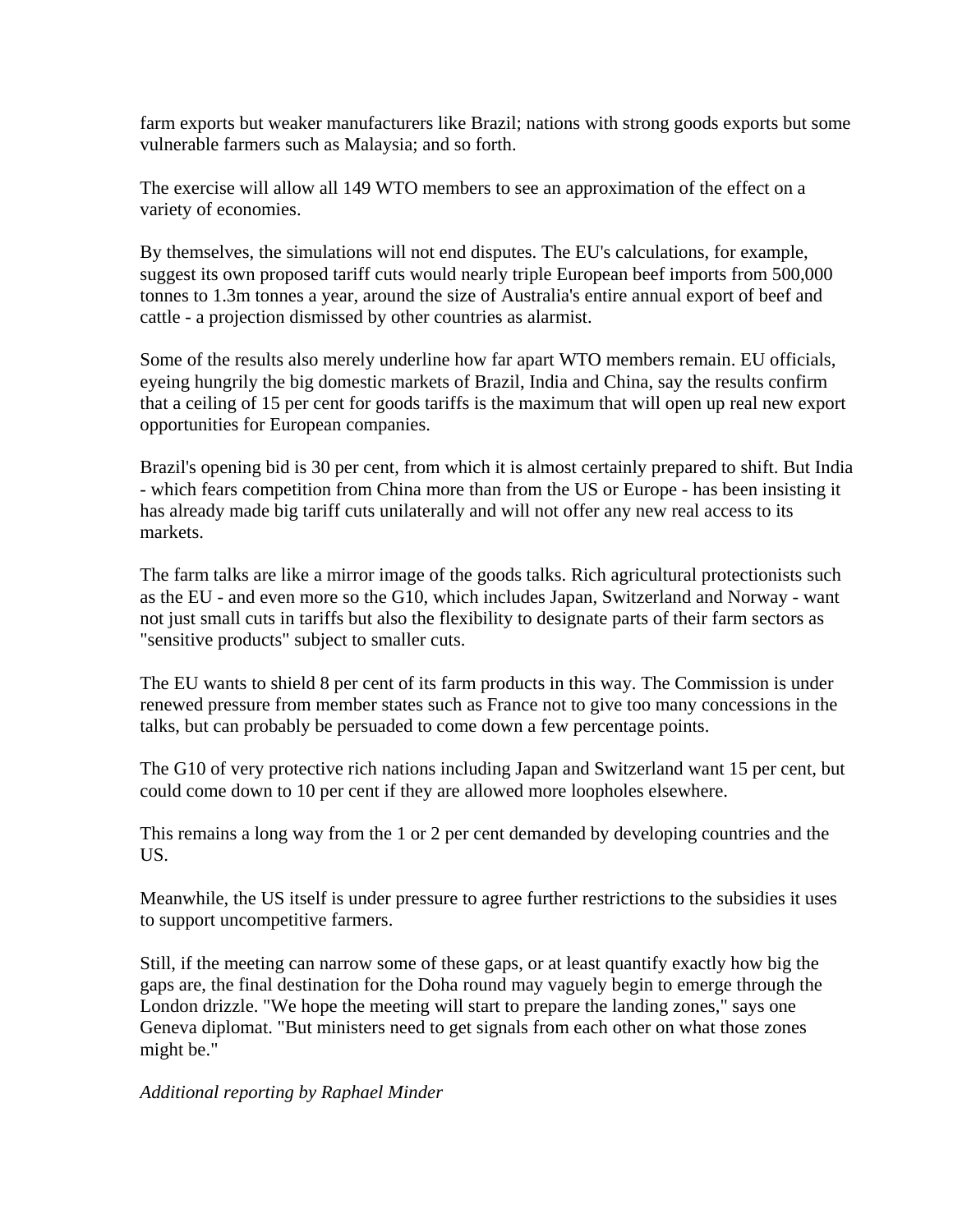farm exports but weaker manufacturers like Brazil; nations with strong goods exports but some vulnerable farmers such as Malaysia; and so forth.

The exercise will allow all 149 WTO members to see an approximation of the effect on a variety of economies.

By themselves, the simulations will not end disputes. The EU's calculations, for example, suggest its own proposed tariff cuts would nearly triple European beef imports from 500,000 tonnes to 1.3m tonnes a year, around the size of Australia's entire annual export of beef and cattle - a projection dismissed by other countries as alarmist.

Some of the results also merely underline how far apart WTO members remain. EU officials, eyeing hungrily the big domestic markets of Brazil, India and China, say the results confirm that a ceiling of 15 per cent for goods tariffs is the maximum that will open up real new export opportunities for European companies.

Brazil's opening bid is 30 per cent, from which it is almost certainly prepared to shift. But India - which fears competition from China more than from the US or Europe - has been insisting it has already made big tariff cuts unilaterally and will not offer any new real access to its markets.

The farm talks are like a mirror image of the goods talks. Rich agricultural protectionists such as the EU - and even more so the G10, which includes Japan, Switzerland and Norway - want not just small cuts in tariffs but also the flexibility to designate parts of their farm sectors as "sensitive products" subject to smaller cuts.

The EU wants to shield 8 per cent of its farm products in this way. The Commission is under renewed pressure from member states such as France not to give too many concessions in the talks, but can probably be persuaded to come down a few percentage points.

The G10 of very protective rich nations including Japan and Switzerland want 15 per cent, but could come down to 10 per cent if they are allowed more loopholes elsewhere.

This remains a long way from the 1 or 2 per cent demanded by developing countries and the US.

Meanwhile, the US itself is under pressure to agree further restrictions to the subsidies it uses to support uncompetitive farmers.

Still, if the meeting can narrow some of these gaps, or at least quantify exactly how big the gaps are, the final destination for the Doha round may vaguely begin to emerge through the London drizzle. "We hope the meeting will start to prepare the landing zones," says one Geneva diplomat. "But ministers need to get signals from each other on what those zones might be."

*Additional reporting by Raphael Minder*